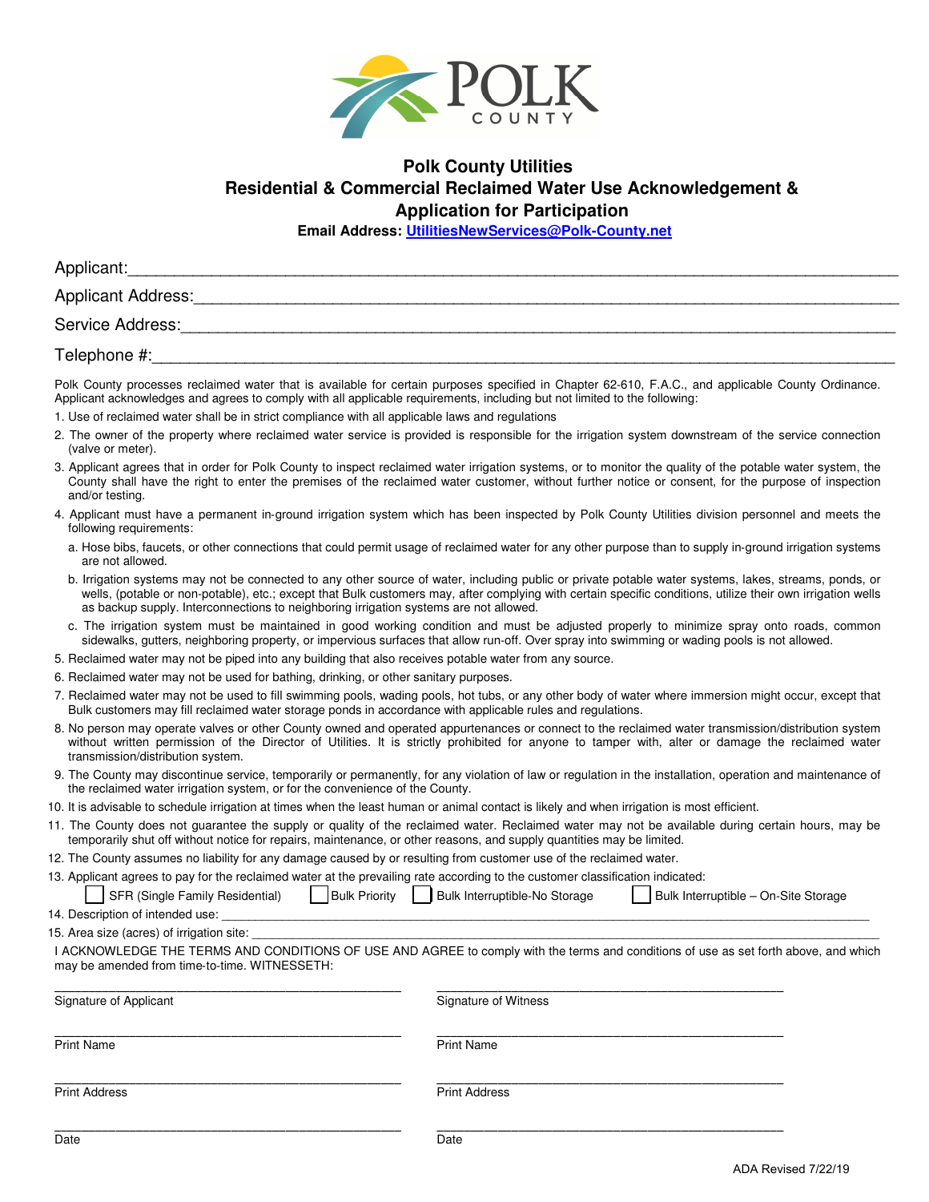POLK COUNTY

# Polk County Utilities
## Residential & Commercial Reclaimed Water Use Acknowledgement & Application for Participation

**Email Address: UtilitiesNewServices@Polk-County.net**

Applicant:_______________________________________________

Applicant Address:_______________________________________________

Service Address:_______________________________________________

Telephone #:_______________________________________________

Polk County processes reclaimed water that is available for certain purposes specified in Chapter 62-610, F.A.C., and applicable County Ordinance. Applicant acknowledges and agrees to comply with all applicable requirements, including but not limited to the following:

1. Use of reclaimed water shall be in strict compliance with all applicable laws and regulations
2. The owner of the property where reclaimed water service is provided is responsible for the irrigation system downstream of the service connection (valve or meter).
3. Applicant agrees that in order for Polk County to inspect reclaimed water irrigation systems, or to monitor the quality of the potable water system, the County shall have the right to enter the premises of the reclaimed water customer, without further notice or consent, for the purpose of inspection and/or testing.
4. Applicant must have a permanent in-ground irrigation system which has been inspected by Polk County Utilities division personnel and meets the following requirements:
   a. Hose bibs, faucets, or other connections that could permit usage of reclaimed water for any other purpose than to supply in-ground irrigation systems are not allowed.
   b. Irrigation systems may not be connected to any other source of water, including public or private potable water systems, lakes, streams, ponds, or wells, (potable or non-potable), etc.; except that Bulk customers may, after complying with certain specific conditions, utilize their own irrigation wells as backup supply. Interconnections to neighboring irrigation systems are not allowed.
   c. The irrigation system must be maintained in good working condition and must be adjusted properly to minimize spray onto roads, common sidewalks, gutters, neighboring property, or impervious surfaces that allow run-off. Over spray into swimming or wading pools is not allowed.
5. Reclaimed water may not be piped into any building that also receives potable water from any source.
6. Reclaimed water may not be used for bathing, drinking, or other sanitary purposes.
7. Reclaimed water may not be used to fill swimming pools, wading pools, hot tubs, or any other body of water where immersion might occur, except that Bulk customers may fill reclaimed water storage ponds in accordance with applicable rules and regulations.
8. No person may operate valves or other County owned and operated appurtenances or connect to the reclaimed water transmission/distribution system without written permission of the Director of Utilities. It is strictly prohibited for anyone to tamper with, alter or damage the reclaimed water transmission/distribution system.
9. The County may discontinue service, temporarily or permanently, for any violation of law or regulation in the installation, operation and maintenance of the reclaimed water irrigation system, or for the convenience of the County.
10. It is advisable to schedule irrigation at times when the least human or animal contact is likely and when irrigation is most efficient.
11. The County does not guarantee the supply or quality of the reclaimed water. Reclaimed water may not be available during certain hours, may be temporarily shut off without notice for repairs, maintenance, or other reasons, and supply quantities may be limited.
12. The County assumes no liability for any damage caused by or resulting from customer use of the reclaimed water.
13. Applicant agrees to pay for the reclaimed water at the prevailing rate according to the customer classification indicated:

    ☐ SFR (Single Family Residential) ☐ Bulk Priority ☐ Bulk Interruptible-No Storage ☐ Bulk Interruptible – On-Site Storage
14. Description of intended use: _______________________________________________
15. Area size (acres) of irrigation site: _______________________________________________

I ACKNOWLEDGE THE TERMS AND CONDITIONS OF USE AND AGREE to comply with the terms and conditions of use as set forth above, and which may be amended from time-to-time. WITNESSETH:

| | |
|---|---|
| ______________________________ | ______________________________ |
| Signature of Applicant | Signature of Witness |
| ______________________________ | ______________________________ |
| Print Name | Print Name |
| ______________________________ | ______________________________ |
| Print Address | Print Address |
| ______________________________ | ______________________________ |
| Date | Date |

ADA Revised 7/22/19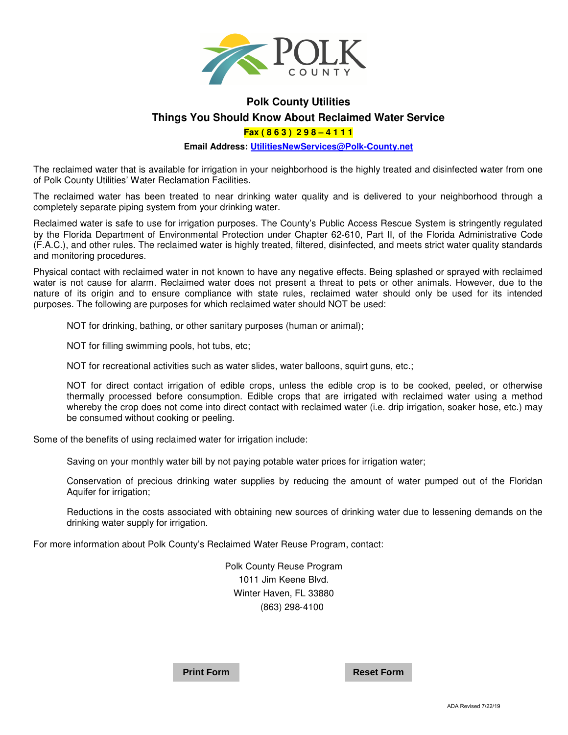# Polk County Utilities

## Things You Should Know About Reclaimed Water Service

**Fax ( 8 6 3 ) 2 9 8 – 4 1 1 1**

**Email Address: UtilitiesNewServices@Polk-County.net**

The reclaimed water that is available for irrigation in your neighborhood is the highly treated and disinfected water from one of Polk County Utilities' Water Reclamation Facilities.

The reclaimed water has been treated to near drinking water quality and is delivered to your neighborhood through a completely separate piping system from your drinking water.

Reclaimed water is safe to use for irrigation purposes. The County's Public Access Rescue System is stringently regulated by the Florida Department of Environmental Protection under Chapter 62-610, Part II, of the Florida Administrative Code (F.A.C.), and other rules. The reclaimed water is highly treated, filtered, disinfected, and meets strict water quality standards and monitoring procedures.

Physical contact with reclaimed water in not known to have any negative effects. Being splashed or sprayed with reclaimed water is not cause for alarm. Reclaimed water does not present a threat to pets or other animals. However, due to the nature of its origin and to ensure compliance with state rules, reclaimed water should only be used for its intended purposes. The following are purposes for which reclaimed water should NOT be used:

NOT for drinking, bathing, or other sanitary purposes (human or animal);

NOT for filling swimming pools, hot tubs, etc;

NOT for recreational activities such as water slides, water balloons, squirt guns, etc.;

NOT for direct contact irrigation of edible crops, unless the edible crop is to be cooked, peeled, or otherwise thermally processed before consumption. Edible crops that are irrigated with reclaimed water using a method whereby the crop does not come into direct contact with reclaimed water (i.e. drip irrigation, soaker hose, etc.) may be consumed without cooking or peeling.

Some of the benefits of using reclaimed water for irrigation include:

Saving on your monthly water bill by not paying potable water prices for irrigation water;

Conservation of precious drinking water supplies by reducing the amount of water pumped out of the Floridan Aquifer for irrigation;

Reductions in the costs associated with obtaining new sources of drinking water due to lessening demands on the drinking water supply for irrigation.

For more information about Polk County's Reclaimed Water Reuse Program, contact:

Polk County Reuse Program
1011 Jim Keene Blvd.
Winter Haven, FL 33880
(863) 298-4100

Print Form    Reset Form

ADA Revised 7/22/19